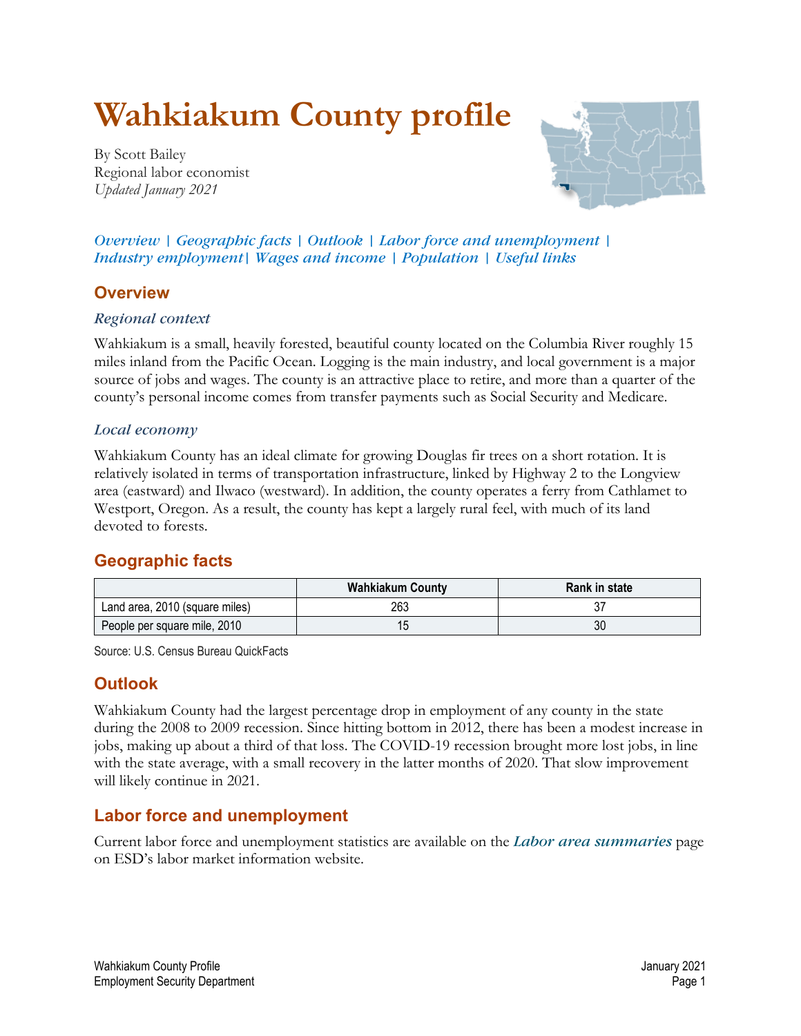# Wahkiakum County profile

By Scott Bailey
Regional labor economist
*Updated January 2021*

*Overview | Geographic facts | Outlook | Labor force and unemployment | Industry employment| Wages and income | Population | Useful links*

## Overview

### *Regional context*

Wahkiakum is a small, heavily forested, beautiful county located on the Columbia River roughly 15 miles inland from the Pacific Ocean. Logging is the main industry, and local government is a major source of jobs and wages. The county is an attractive place to retire, and more than a quarter of the county's personal income comes from transfer payments such as Social Security and Medicare.

### *Local economy*

Wahkiakum County has an ideal climate for growing Douglas fir trees on a short rotation. It is relatively isolated in terms of transportation infrastructure, linked by Highway 2 to the Longview area (eastward) and Ilwaco (westward). In addition, the county operates a ferry from Cathlamet to Westport, Oregon. As a result, the county has kept a largely rural feel, with much of its land devoted to forests.

## Geographic facts

| | Wahkiakum County | Rank in state |
|---|---|---|
| Land area, 2010 (square miles) | 263 | 37 |
| People per square mile, 2010 | 15 | 30 |

Source: U.S. Census Bureau QuickFacts

## Outlook

Wahkiakum County had the largest percentage drop in employment of any county in the state during the 2008 to 2009 recession. Since hitting bottom in 2012, there has been a modest increase in jobs, making up about a third of that loss. The COVID-19 recession brought more lost jobs, in line with the state average, with a small recovery in the latter months of 2020. That slow improvement will likely continue in 2021.

## Labor force and unemployment

Current labor force and unemployment statistics are available on the ***Labor area summaries*** page on ESD's labor market information website.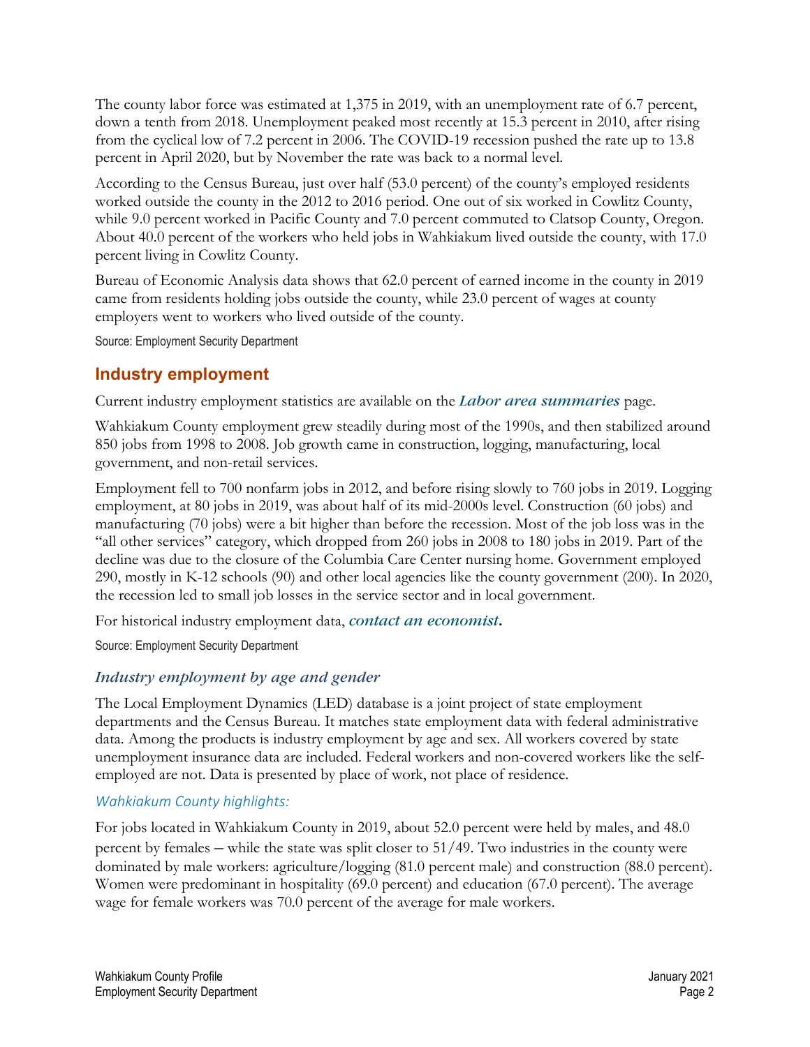The county labor force was estimated at 1,375 in 2019, with an unemployment rate of 6.7 percent, down a tenth from 2018. Unemployment peaked most recently at 15.3 percent in 2010, after rising from the cyclical low of 7.2 percent in 2006. The COVID-19 recession pushed the rate up to 13.8 percent in April 2020, but by November the rate was back to a normal level.

According to the Census Bureau, just over half (53.0 percent) of the county's employed residents worked outside the county in the 2012 to 2016 period. One out of six worked in Cowlitz County, while 9.0 percent worked in Pacific County and 7.0 percent commuted to Clatsop County, Oregon. About 40.0 percent of the workers who held jobs in Wahkiakum lived outside the county, with 17.0 percent living in Cowlitz County.

Bureau of Economic Analysis data shows that 62.0 percent of earned income in the county in 2019 came from residents holding jobs outside the county, while 23.0 percent of wages at county employers went to workers who lived outside of the county.

Source: Employment Security Department

## Industry employment

Current industry employment statistics are available on the ***Labor area summaries*** page.

Wahkiakum County employment grew steadily during most of the 1990s, and then stabilized around 850 jobs from 1998 to 2008. Job growth came in construction, logging, manufacturing, local government, and non-retail services.

Employment fell to 700 nonfarm jobs in 2012, and before rising slowly to 760 jobs in 2019. Logging employment, at 80 jobs in 2019, was about half of its mid-2000s level. Construction (60 jobs) and manufacturing (70 jobs) were a bit higher than before the recession. Most of the job loss was in the "all other services" category, which dropped from 260 jobs in 2008 to 180 jobs in 2019. Part of the decline was due to the closure of the Columbia Care Center nursing home. Government employed 290, mostly in K-12 schools (90) and other local agencies like the county government (200). In 2020, the recession led to small job losses in the service sector and in local government.

For historical industry employment data, ***contact an economist*.**

Source: Employment Security Department

### *Industry employment by age and gender*

The Local Employment Dynamics (LED) database is a joint project of state employment departments and the Census Bureau. It matches state employment data with federal administrative data. Among the products is industry employment by age and sex. All workers covered by state unemployment insurance data are included. Federal workers and non-covered workers like the self-employed are not. Data is presented by place of work, not place of residence.

#### *Wahkiakum County highlights:*

For jobs located in Wahkiakum County in 2019, about 52.0 percent were held by males, and 48.0 percent by females – while the state was split closer to 51/49. Two industries in the county were dominated by male workers: agriculture/logging (81.0 percent male) and construction (88.0 percent). Women were predominant in hospitality (69.0 percent) and education (67.0 percent). The average wage for female workers was 70.0 percent of the average for male workers.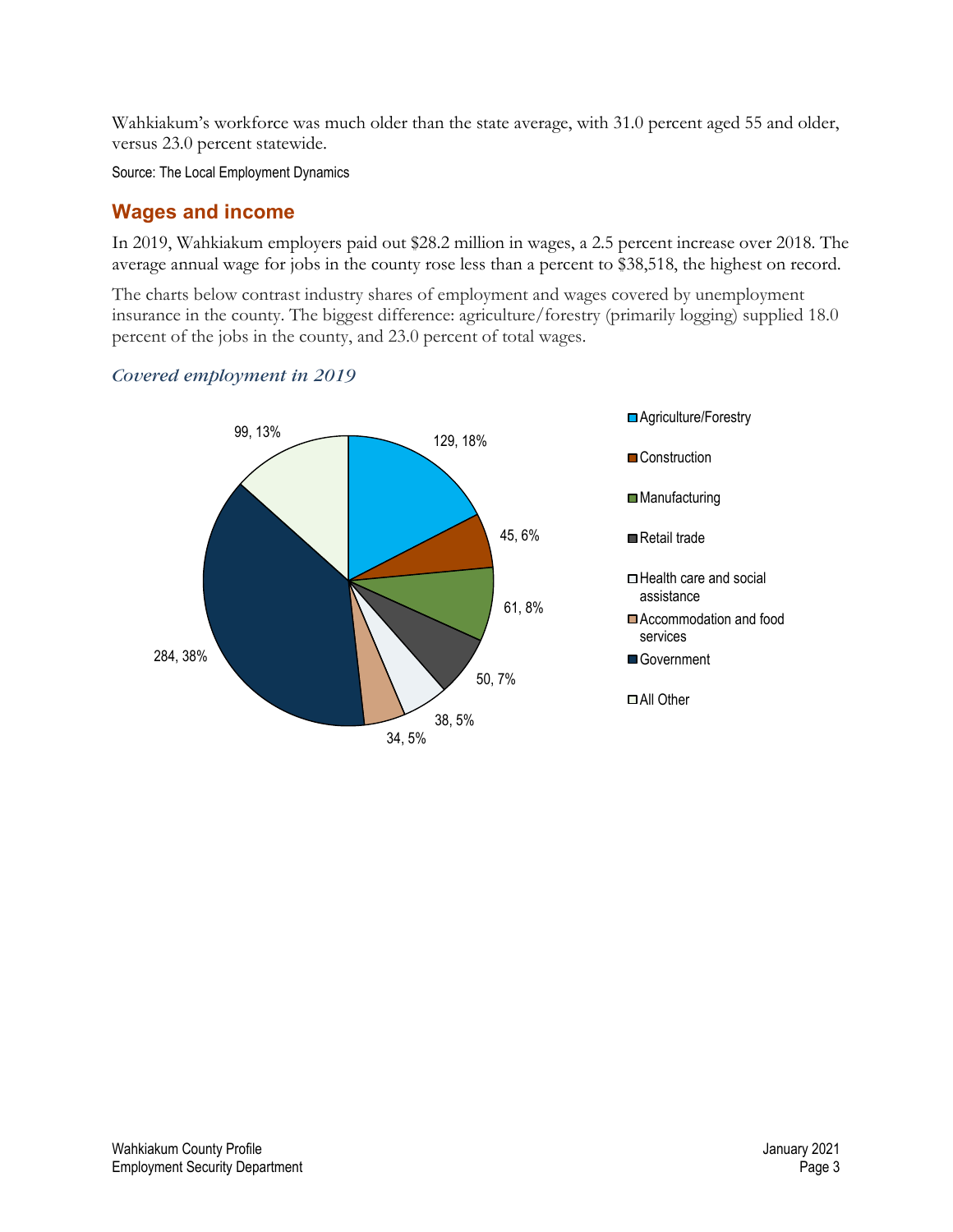Wahkiakum's workforce was much older than the state average, with 31.0 percent aged 55 and older, versus 23.0 percent statewide.

Source: The Local Employment Dynamics

## Wages and income

In 2019, Wahkiakum employers paid out $28.2 million in wages, a 2.5 percent increase over 2018. The average annual wage for jobs in the county rose less than a percent to $38,518, the highest on record.

The charts below contrast industry shares of employment and wages covered by unemployment insurance in the county. The biggest difference: agriculture/forestry (primarily logging) supplied 18.0 percent of the jobs in the county, and 23.0 percent of total wages.

*Covered employment in 2019*

| Industry | Employment | Share |
|---|---|---|
| Agriculture/Forestry | 129 | 18% |
| Construction | 45 | 6% |
| Manufacturing | 61 | 8% |
| Retail trade | 50 | 7% |
| Health care and social assistance | 38 | 5% |
| Accommodation and food services | 34 | 5% |
| Government | 284 | 38% |
| All Other | 99 | 13% |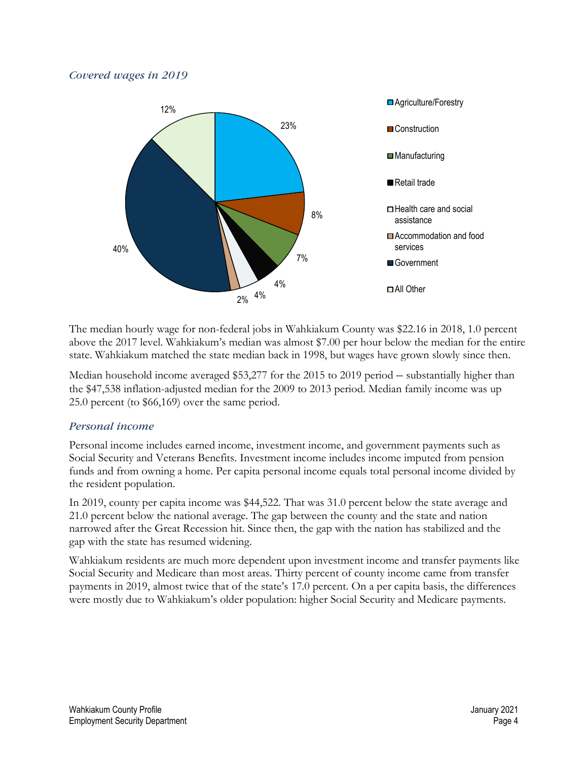### *Covered wages in 2019*

The median hourly wage for non-federal jobs in Wahkiakum County was $22.16 in 2018, 1.0 percent above the 2017 level. Wahkiakum's median was almost $7.00 per hour below the median for the entire state. Wahkiakum matched the state median back in 1998, but wages have grown slowly since then.

Median household income averaged $53,277 for the 2015 to 2019 period – substantially higher than the $47,538 inflation-adjusted median for the 2009 to 2013 period. Median family income was up 25.0 percent (to $66,169) over the same period.

### *Personal income*

Personal income includes earned income, investment income, and government payments such as Social Security and Veterans Benefits. Investment income includes income imputed from pension funds and from owning a home. Per capita personal income equals total personal income divided by the resident population.

In 2019, county per capita income was $44,522. That was 31.0 percent below the state average and 21.0 percent below the national average. The gap between the county and the state and nation narrowed after the Great Recession hit. Since then, the gap with the nation has stabilized and the gap with the state has resumed widening.

Wahkiakum residents are much more dependent upon investment income and transfer payments like Social Security and Medicare than most areas. Thirty percent of county income came from transfer payments in 2019, almost twice that of the state's 17.0 percent. On a per capita basis, the differences were mostly due to Wahkiakum's older population: higher Social Security and Medicare payments.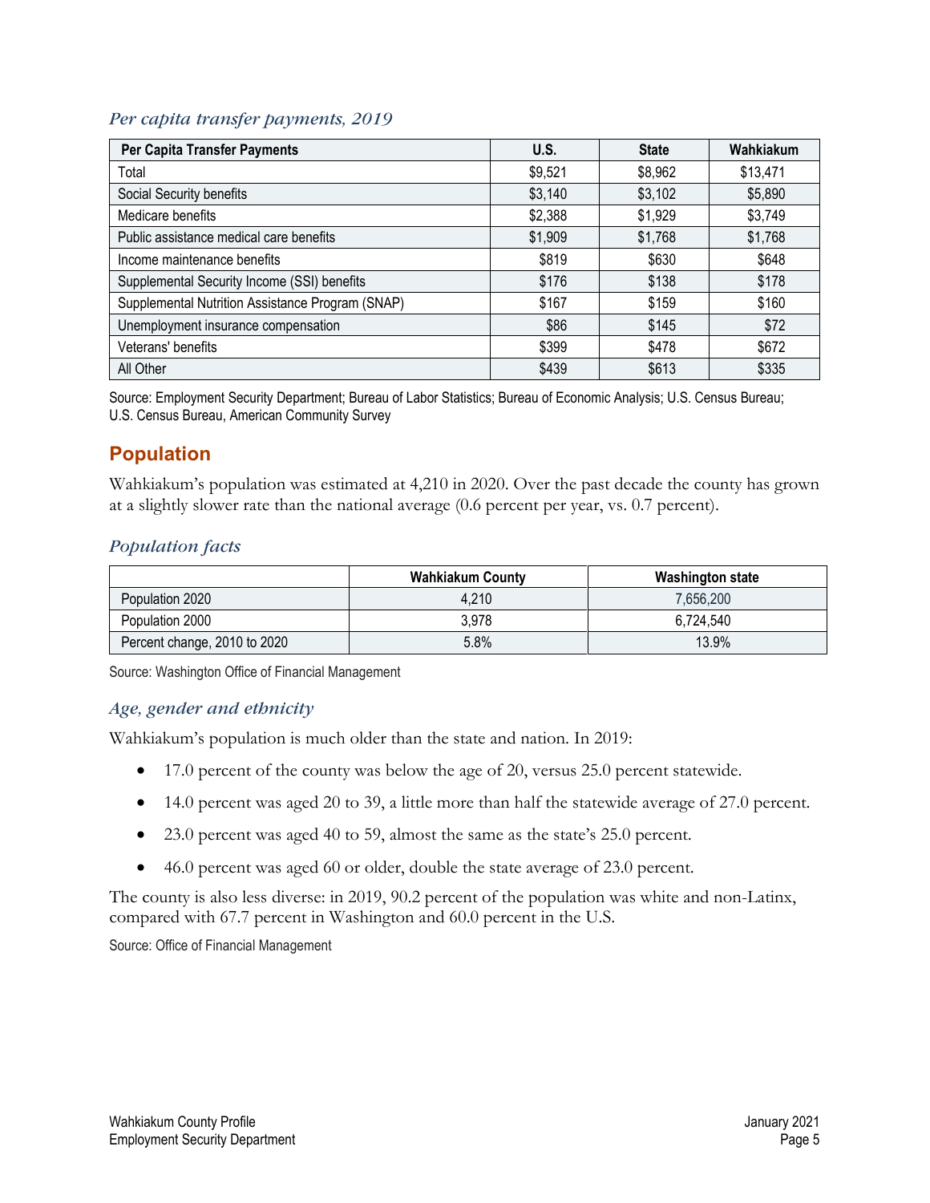### *Per capita transfer payments, 2019*

| Per Capita Transfer Payments | U.S. | State | Wahkiakum |
|---|---|---|---|
| Total | $9,521 | $8,962 | $13,471 |
| Social Security benefits | $3,140 | $3,102 | $5,890 |
| Medicare benefits | $2,388 | $1,929 | $3,749 |
| Public assistance medical care benefits | $1,909 | $1,768 | $1,768 |
| Income maintenance benefits | $819 | $630 | $648 |
| Supplemental Security Income (SSI) benefits | $176 | $138 | $178 |
| Supplemental Nutrition Assistance Program (SNAP) | $167 | $159 | $160 |
| Unemployment insurance compensation | $86 | $145 | $72 |
| Veterans' benefits | $399 | $478 | $672 |
| All Other | $439 | $613 | $335 |

Source: Employment Security Department; Bureau of Labor Statistics; Bureau of Economic Analysis; U.S. Census Bureau; U.S. Census Bureau, American Community Survey

## Population

Wahkiakum's population was estimated at 4,210 in 2020. Over the past decade the county has grown at a slightly slower rate than the national average (0.6 percent per year, vs. 0.7 percent).

### *Population facts*

| | Wahkiakum County | Washington state |
|---|---|---|
| Population 2020 | 4,210 | 7,656,200 |
| Population 2000 | 3,978 | 6,724,540 |
| Percent change, 2010 to 2020 | 5.8% | 13.9% |

Source: Washington Office of Financial Management

### *Age, gender and ethnicity*

Wahkiakum's population is much older than the state and nation. In 2019:

- 17.0 percent of the county was below the age of 20, versus 25.0 percent statewide.
- 14.0 percent was aged 20 to 39, a little more than half the statewide average of 27.0 percent.
- 23.0 percent was aged 40 to 59, almost the same as the state's 25.0 percent.
- 46.0 percent was aged 60 or older, double the state average of 23.0 percent.

The county is also less diverse: in 2019, 90.2 percent of the population was white and non-Latinx, compared with 67.7 percent in Washington and 60.0 percent in the U.S.

Source: Office of Financial Management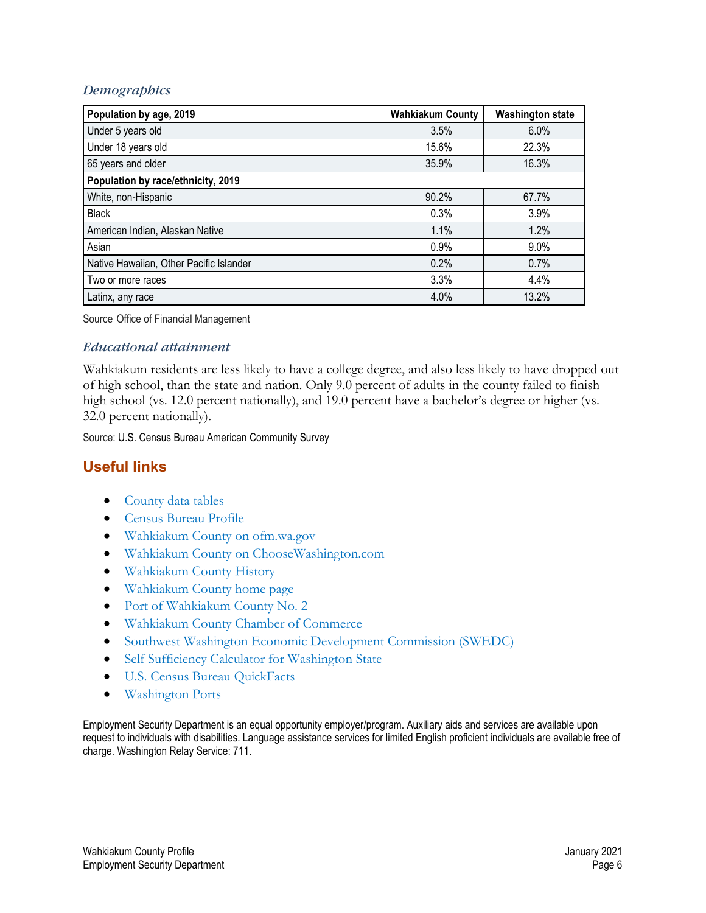### *Demographics*

| Population by age, 2019 | Wahkiakum County | Washington state |
| --- | --- | --- |
| Under 5 years old | 3.5% | 6.0% |
| Under 18 years old | 15.6% | 22.3% |
| 65 years and older | 35.9% | 16.3% |
| **Population by race/ethnicity, 2019** | | |
| White, non-Hispanic | 90.2% | 67.7% |
| Black | 0.3% | 3.9% |
| American Indian, Alaskan Native | 1.1% | 1.2% |
| Asian | 0.9% | 9.0% |
| Native Hawaiian, Other Pacific Islander | 0.2% | 0.7% |
| Two or more races | 3.3% | 4.4% |
| Latinx, any race | 4.0% | 13.2% |

Source Office of Financial Management

### *Educational attainment*

Wahkiakum residents are less likely to have a college degree, and also less likely to have dropped out of high school, than the state and nation. Only 9.0 percent of adults in the county failed to finish high school (vs. 12.0 percent nationally), and 19.0 percent have a bachelor's degree or higher (vs. 32.0 percent nationally).

Source: U.S. Census Bureau American Community Survey

## Useful links

- County data tables
- Census Bureau Profile
- Wahkiakum County on ofm.wa.gov
- Wahkiakum County on ChooseWashington.com
- Wahkiakum County History
- Wahkiakum County home page
- Port of Wahkiakum County No. 2
- Wahkiakum County Chamber of Commerce
- Southwest Washington Economic Development Commission (SWEDC)
- Self Sufficiency Calculator for Washington State
- U.S. Census Bureau QuickFacts
- Washington Ports

Employment Security Department is an equal opportunity employer/program. Auxiliary aids and services are available upon request to individuals with disabilities. Language assistance services for limited English proficient individuals are available free of charge. Washington Relay Service: 711.